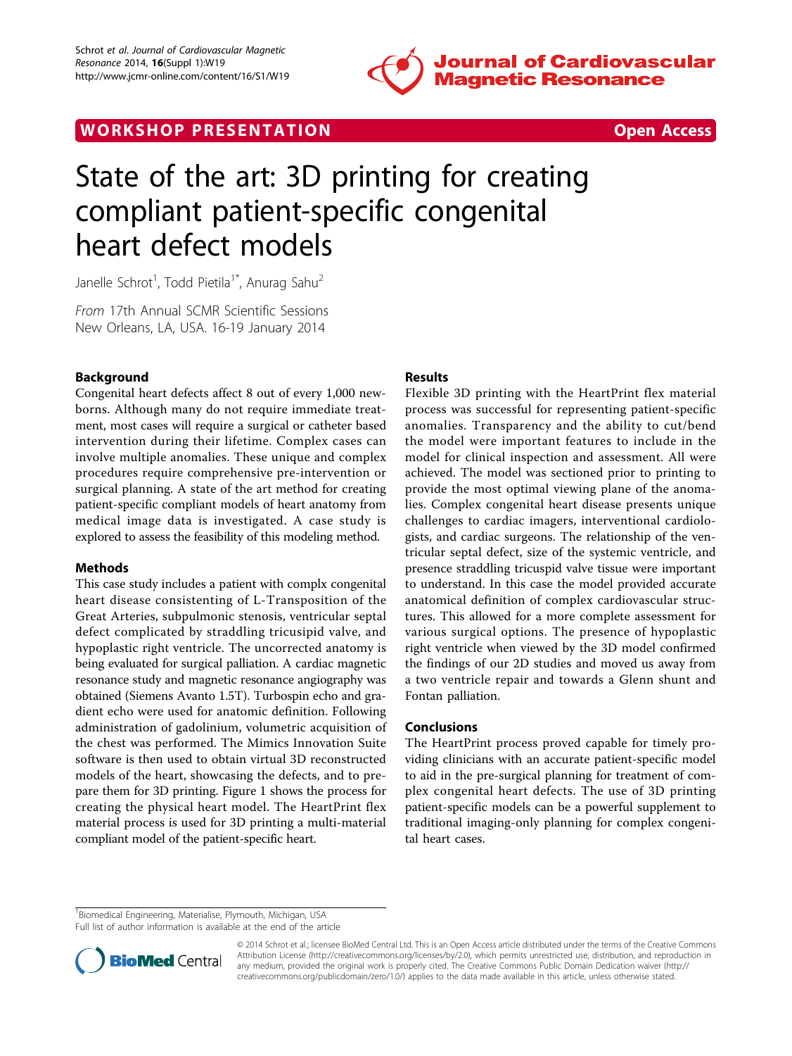WORKSHOP PRESENTATION **Open Access**

# State of the art: 3D printing for creating compliant patient-specific congenital heart defect models

Janelle Schrot[1], Todd Pietila[1*], Anurag Sahu[2]

*From* 17th Annual SCMR Scientific Sessions
New Orleans, LA, USA. 16-19 January 2014

## Background

Congenital heart defects affect 8 out of every 1,000 newborns. Although many do not require immediate treatment, most cases will require a surgical or catheter based intervention during their lifetime. Complex cases can involve multiple anomalies. These unique and complex procedures require comprehensive pre-intervention or surgical planning. A state of the art method for creating patient-specific compliant models of heart anatomy from medical image data is investigated. A case study is explored to assess the feasibility of this modeling method.

## Methods

This case study includes a patient with complx congenital heart disease consisting of L-Transposition of the Great Arteries, subpulmonic stenosis, ventricular septal defect complicated by straddling tricuspid valve, and hypoplastic right ventricle. The uncorrected anatomy is being evaluated for surgical palliation. A cardiac magnetic resonance study and magnetic resonance angiography was obtained (Siemens Avanto 1.5T). Turbospin echo and gradient echo were used for anatomic definition. Following administration of gadolinium, volumetric acquisition of the chest was performed. The Mimics Innovation Suite software is then used to obtain virtual 3D reconstructed models of the heart, showcasing the defects, and to prepare them for 3D printing. Figure 1 shows the process for creating the physical heart model. The HeartPrint flex material process is used for 3D printing a multi-material compliant model of the patient-specific heart.

## Results

Flexible 3D printing with the HeartPrint flex material process was successful for representing patient-specific anomalies. Transparency and the ability to cut/bend the model were important features to include in the model for clinical inspection and assessment. All were achieved. The model was sectioned prior to printing to provide the most optimal viewing plane of the anomalies. Complex congenital heart disease presents unique challenges to cardiac imagers, interventional cardiologists, and cardiac surgeons. The relationship of the ventricular septal defect, size of the systemic ventricle, and presence straddling tricuspid valve tissue were important to understand. In this case the model provided accurate anatomical definition of complex cardiovascular structures. This allowed for a more complete assessment for various surgical options. The presence of hypoplastic right ventricle when viewed by the 3D model confirmed the findings of our 2D studies and moved us away from a two ventricle repair and towards a Glenn shunt and Fontan palliation.

## Conclusions

The HeartPrint process proved capable for timely providing clinicians with an accurate patient-specific model to aid in the pre-surgical planning for treatment of complex congenital heart defects. The use of 3D printing patient-specific models can be a powerful supplement to traditional imaging-only planning for complex congenital heart cases.

[1]Biomedical Engineering, Materialise, Plymouth, Michigan, USA
Full list of author information is available at the end of the article

© 2014 Schrot et al.; licensee BioMed Central Ltd. This is an Open Access article distributed under the terms of the Creative Commons Attribution License (http://creativecommons.org/licenses/by/2.0), which permits unrestricted use, distribution, and reproduction in any medium, provided the original work is properly cited. The Creative Commons Public Domain Dedication waiver (http://creativecommons.org/publicdomain/zero/1.0/) applies to the data made available in this article, unless otherwise stated.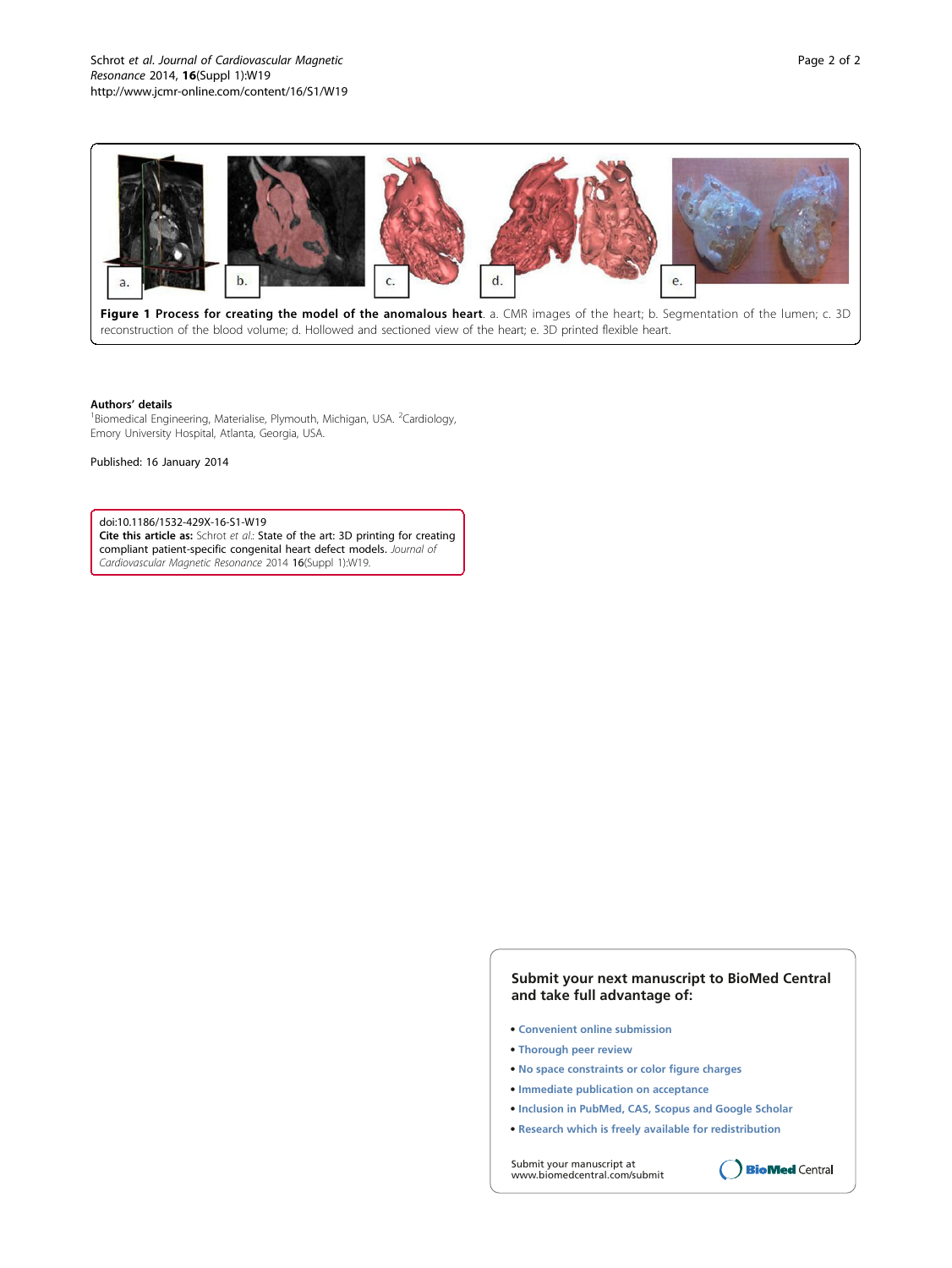**Figure 1 Process for creating the model of the anomalous heart**. a. CMR images of the heart; b. Segmentation of the lumen; c. 3D reconstruction of the blood volume; d. Hollowed and sectioned view of the heart; e. 3D printed flexible heart.

**Authors' details**

[1]Biomedical Engineering, Materialise, Plymouth, Michigan, USA. [2]Cardiology, Emory University Hospital, Atlanta, Georgia, USA.

Published: 16 January 2014

doi:10.1186/1532-429X-16-S1-W19

**Cite this article as:** Schrot *et al.*: State of the art: 3D printing for creating compliant patient-specific congenital heart defect models. *Journal of Cardiovascular Magnetic Resonance* 2014 **16**(Suppl 1):W19.

**Submit your next manuscript to BioMed Central and take full advantage of:**

- Convenient online submission
- Thorough peer review
- No space constraints or color figure charges
- Immediate publication on acceptance
- Inclusion in PubMed, CAS, Scopus and Google Scholar
- Research which is freely available for redistribution

Submit your manuscript at www.biomedcentral.com/submit

BioMed Central